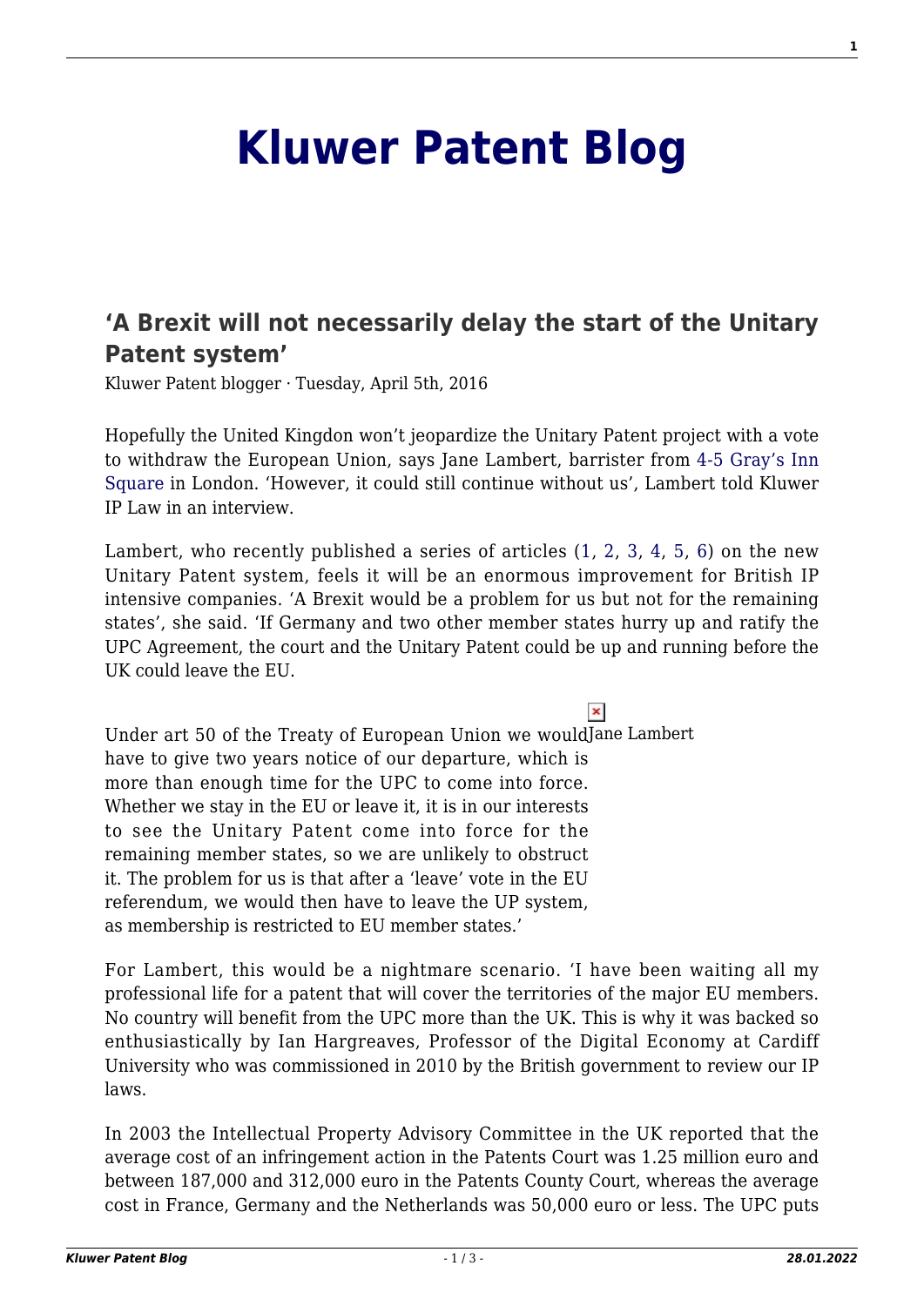# Kluwer Patent Blog

## 'A Brexit will not necessarily delay the start of the Unitary Patent system'

Kluwer Patent blogger · Tuesday, April 5th, 2016

Hopefully the United Kingdon won't jeopardize the Unitary Patent project with a vote to withdraw the European Union, says Jane Lambert, barrister from 4-5 Gray's Inn Square in London. 'However, it could still continue without us', Lambert told Kluwer IP Law in an interview.

Lambert, who recently published a series of articles (1, 2, 3, 4, 5, 6) on the new Unitary Patent system, feels it will be an enormous improvement for British IP intensive companies. 'A Brexit would be a problem for us but not for the remaining states', she said. 'If Germany and two other member states hurry up and ratify the UPC Agreement, the court and the Unitary Patent could be up and running before the UK could leave the EU.

Jane Lambert

Under art 50 of the Treaty of European Union we would have to give two years notice of our departure, which is more than enough time for the UPC to come into force. Whether we stay in the EU or leave it, it is in our interests to see the Unitary Patent come into force for the remaining member states, so we are unlikely to obstruct it. The problem for us is that after a 'leave' vote in the EU referendum, we would then have to leave the UP system, as membership is restricted to EU member states.'

For Lambert, this would be a nightmare scenario. 'I have been waiting all my professional life for a patent that will cover the territories of the major EU members. No country will benefit from the UPC more than the UK. This is why it was backed so enthusiastically by Ian Hargreaves, Professor of the Digital Economy at Cardiff University who was commissioned in 2010 by the British government to review our IP laws.

In 2003 the Intellectual Property Advisory Committee in the UK reported that the average cost of an infringement action in the Patents Court was 1.25 million euro and between 187,000 and 312,000 euro in the Patents County Court, whereas the average cost in France, Germany and the Netherlands was 50,000 euro or less. The UPC puts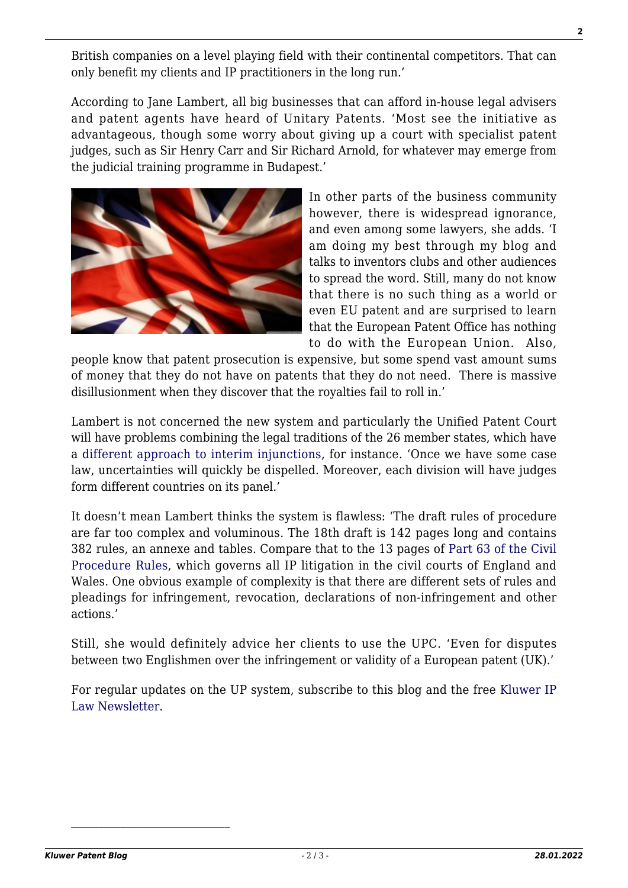British companies on a level playing field with their continental competitors. That can only benefit my clients and IP practitioners in the long run.'

According to Jane Lambert, all big businesses that can afford in-house legal advisers and patent agents have heard of Unitary Patents. 'Most see the initiative as advantageous, though some worry about giving up a court with specialist patent judges, such as Sir Henry Carr and Sir Richard Arnold, for whatever may emerge from the judicial training programme in Budapest.'

In other parts of the business community however, there is widespread ignorance, and even among some lawyers, she adds. 'I am doing my best through my blog and talks to inventors clubs and other audiences to spread the word. Still, many do not know that there is no such thing as a world or even EU patent and are surprised to learn that the European Patent Office has nothing to do with the European Union. Also, people know that patent prosecution is expensive, but some spend vast amount sums of money that they do not have on patents that they do not need. There is massive disillusionment when they discover that the royalties fail to roll in.'

Lambert is not concerned the new system and particularly the Unified Patent Court will have problems combining the legal traditions of the 26 member states, which have a different approach to interim injunctions, for instance. 'Once we have some case law, uncertainties will quickly be dispelled. Moreover, each division will have judges form different countries on its panel.'

It doesn't mean Lambert thinks the system is flawless: 'The draft rules of procedure are far too complex and voluminous. The 18th draft is 142 pages long and contains 382 rules, an annexe and tables. Compare that to the 13 pages of Part 63 of the Civil Procedure Rules, which governs all IP litigation in the civil courts of England and Wales. One obvious example of complexity is that there are different sets of rules and pleadings for infringement, revocation, declarations of non-infringement and other actions.'

Still, she would definitely advice her clients to use the UPC. 'Even for disputes between two Englishmen over the infringement or validity of a European patent (UK).'

For regular updates on the UP system, subscribe to this blog and the free Kluwer IP Law Newsletter.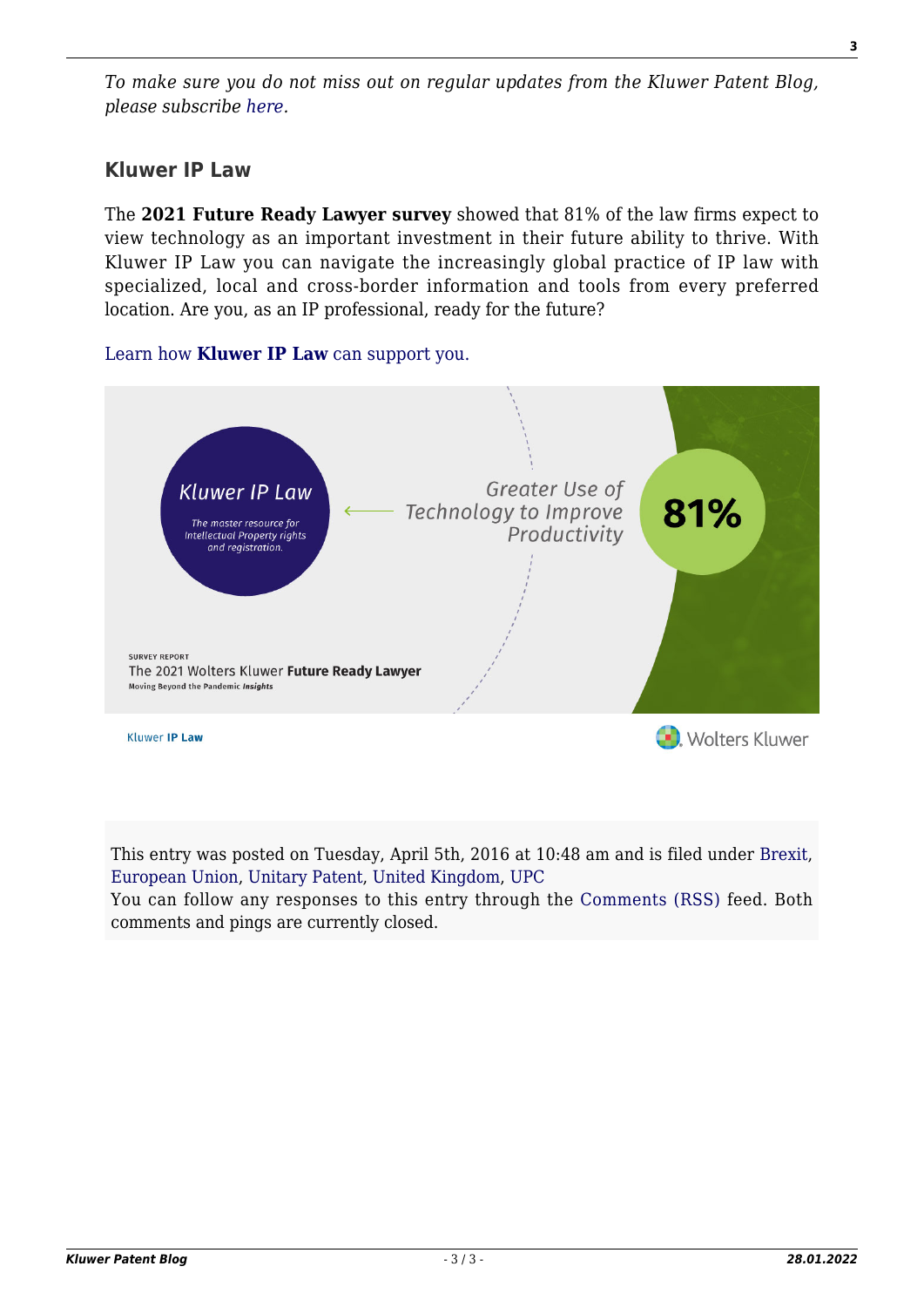*To make sure you do not miss out on regular updates from the Kluwer Patent Blog, please subscribe here.*

### Kluwer IP Law

The **2021 Future Ready Lawyer survey** showed that 81% of the law firms expect to view technology as an important investment in their future ability to thrive. With Kluwer IP Law you can navigate the increasingly global practice of IP law with specialized, local and cross-border information and tools from every preferred location. Are you, as an IP professional, ready for the future?

Learn how **Kluwer IP Law** can support you.

Kluwer IP Law
The master resource for Intellectual Property rights and registration.

Greater Use of Technology to Improve Productivity

81%

SURVEY REPORT
The 2021 Wolters Kluwer **Future Ready Lawyer**
Moving Beyond the Pandemic *Insights*

Kluwer **IP Law**

Wolters Kluwer

This entry was posted on Tuesday, April 5th, 2016 at 10:48 am and is filed under Brexit, European Union, Unitary Patent, United Kingdom, UPC
You can follow any responses to this entry through the Comments (RSS) feed. Both comments and pings are currently closed.